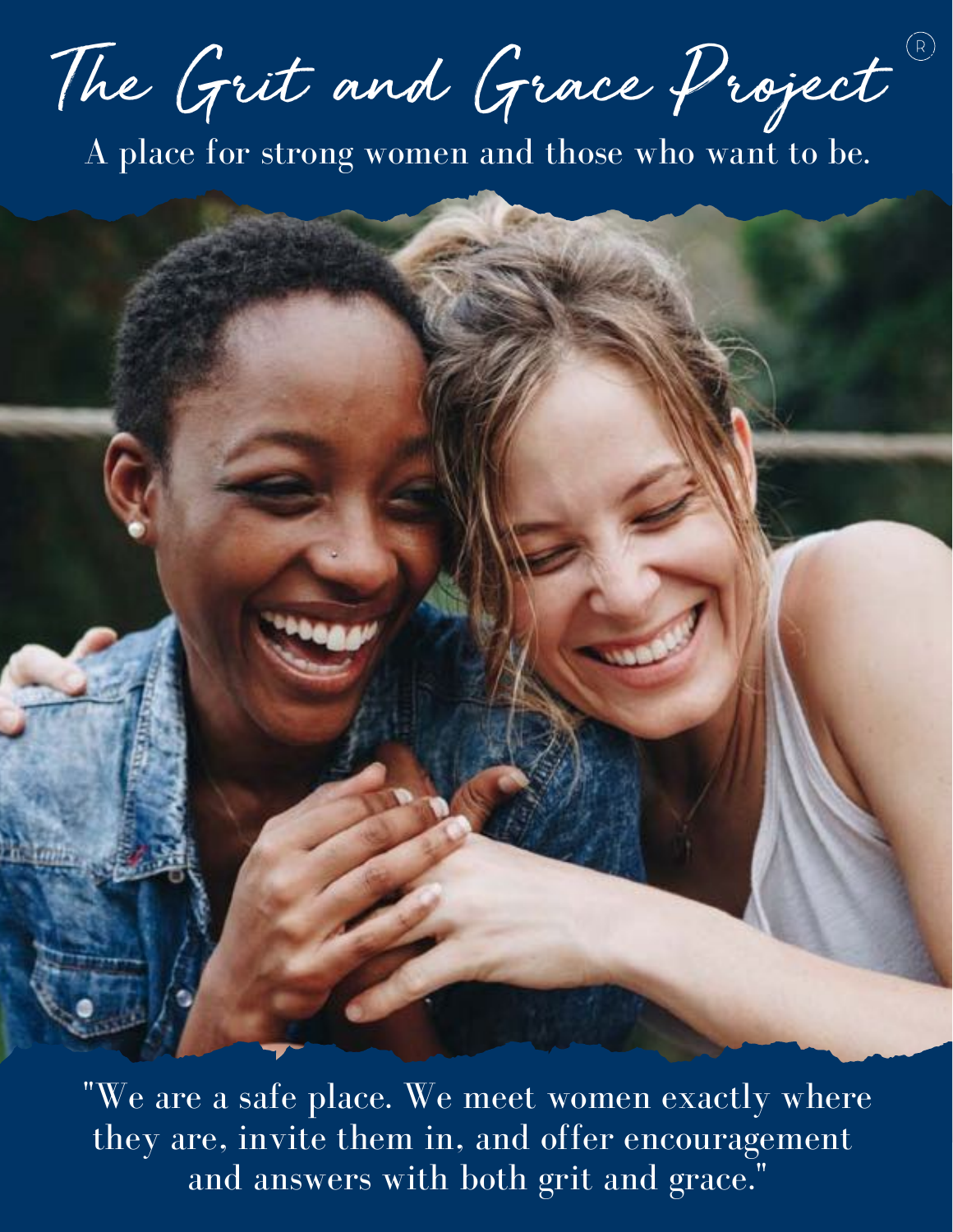# The Grit and Grace Project®

A place for strong women and those who want to be.

"We are a safe place. We meet women exactly where they are, invite them in, and offer encouragement and answers with both grit and grace."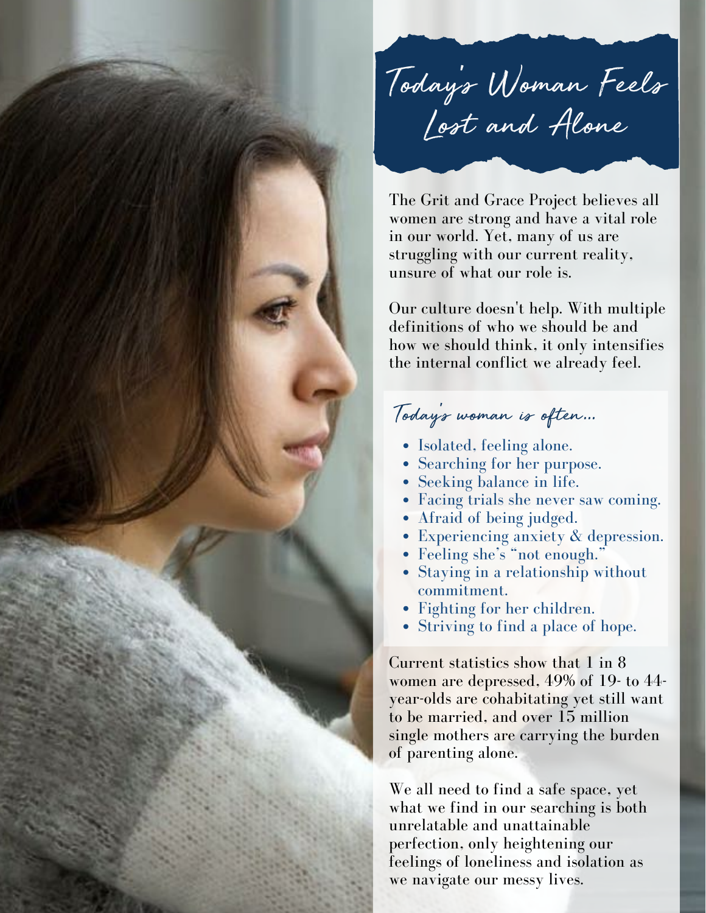# Today's Woman Feels Lost and Alone

The Grit and Grace Project believes all women are strong and have a vital role in our world. Yet, many of us are struggling with our current reality, unsure of what our role is.

Our culture doesn't help. With multiple definitions of who we should be and how we should think, it only intensifies the internal conflict we already feel.

## Today's woman is often...

- Isolated, feeling alone.
- Searching for her purpose.
- Seeking balance in life.
- Facing trials she never saw coming.
- Afraid of being judged.
- Experiencing anxiety & depression.
- Feeling she's "not enough."
- Staying in a relationship without commitment.
- Fighting for her children.
- Striving to find a place of hope.

Current statistics show that 1 in 8 women are depressed, 49% of 19- to 44-year-olds are cohabitating yet still want to be married, and over 15 million single mothers are carrying the burden of parenting alone.

We all need to find a safe space, yet what we find in our searching is both unrelatable and unattainable perfection, only heightening our feelings of loneliness and isolation as we navigate our messy lives.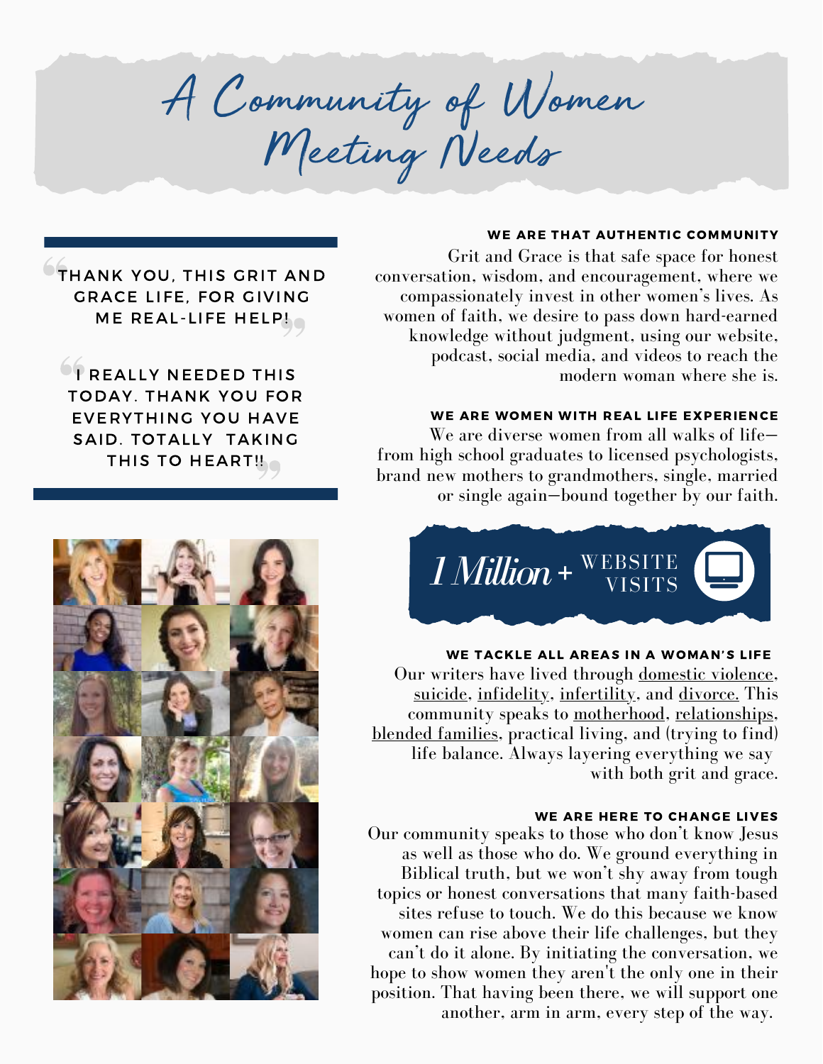# A Community of Women Meeting Needs

> "THANK YOU, THIS GRIT AND GRACE LIFE, FOR GIVING ME REAL-LIFE HELP!"

> "I REALLY NEEDED THIS TODAY. THANK YOU FOR EVERYTHING YOU HAVE SAID. TOTALLY TAKING THIS TO HEART!!"

### WE ARE THAT AUTHENTIC COMMUNITY

Grit and Grace is that safe space for honest conversation, wisdom, and encouragement, where we compassionately invest in other women's lives. As women of faith, we desire to pass down hard-earned knowledge without judgment, using our website, podcast, social media, and videos to reach the modern woman where she is.

### WE ARE WOMEN WITH REAL LIFE EXPERIENCE

We are diverse women from all walks of life—from high school graduates to licensed psychologists, brand new mothers to grandmothers, single, married or single again—bound together by our faith.

**1 Million + WEBSITE VISITS**

### WE TACKLE ALL AREAS IN A WOMAN'S LIFE

Our writers have lived through domestic violence, suicide, infidelity, infertility, and divorce. This community speaks to motherhood, relationships, blended families, practical living, and (trying to find) life balance. Always layering everything we say with both grit and grace.

### WE ARE HERE TO CHANGE LIVES

Our community speaks to those who don't know Jesus as well as those who do. We ground everything in Biblical truth, but we won't shy away from tough topics or honest conversations that many faith-based sites refuse to touch. We do this because we know women can rise above their life challenges, but they can't do it alone. By initiating the conversation, we hope to show women they aren't the only one in their position. That having been there, we will support one another, arm in arm, every step of the way.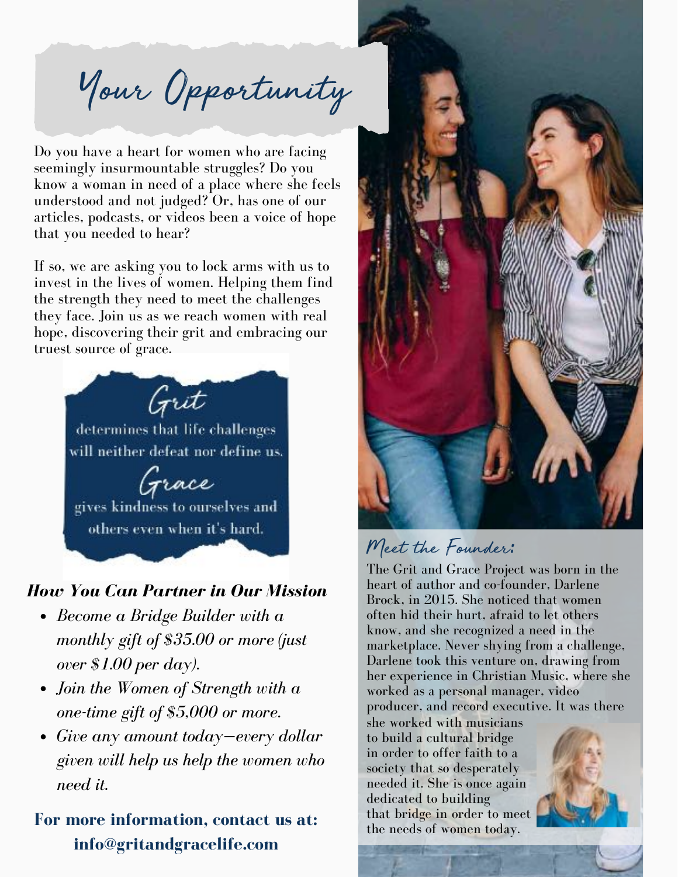# Your Opportunity

Do you have a heart for women who are facing seemingly insurmountable struggles? Do you know a woman in need of a place where she feels understood and not judged? Or, has one of our articles, podcasts, or videos been a voice of hope that you needed to hear?

If so, we are asking you to lock arms with us to invest in the lives of women. Helping them find the strength they need to meet the challenges they face. Join us as we reach women with real hope, discovering their grit and embracing our truest source of grace.

**Grit**

determines that life challenges will neither defeat nor define us.

**Grace**

gives kindness to ourselves and others even when it's hard.

### *How You Can Partner in Our Mission*

- *Become a Bridge Builder with a monthly gift of $35.00 or more (just over $1.00 per day).*
- *Join the Women of Strength with a one-time gift of $5,000 or more.*
- *Give any amount today—every dollar given will help us help the women who need it.*

**For more information, contact us at: info@gritandgracelife.com**

## Meet the Founder:

The Grit and Grace Project was born in the heart of author and co-founder, Darlene Brock, in 2015. She noticed that women often hid their hurt, afraid to let others know, and she recognized a need in the marketplace. Never shying from a challenge, Darlene took this venture on, drawing from her experience in Christian Music, where she worked as a personal manager, video producer, and record executive. It was there she worked with musicians to build a cultural bridge in order to offer faith to a society that so desperately needed it. She is once again dedicated to building that bridge in order to meet the needs of women today.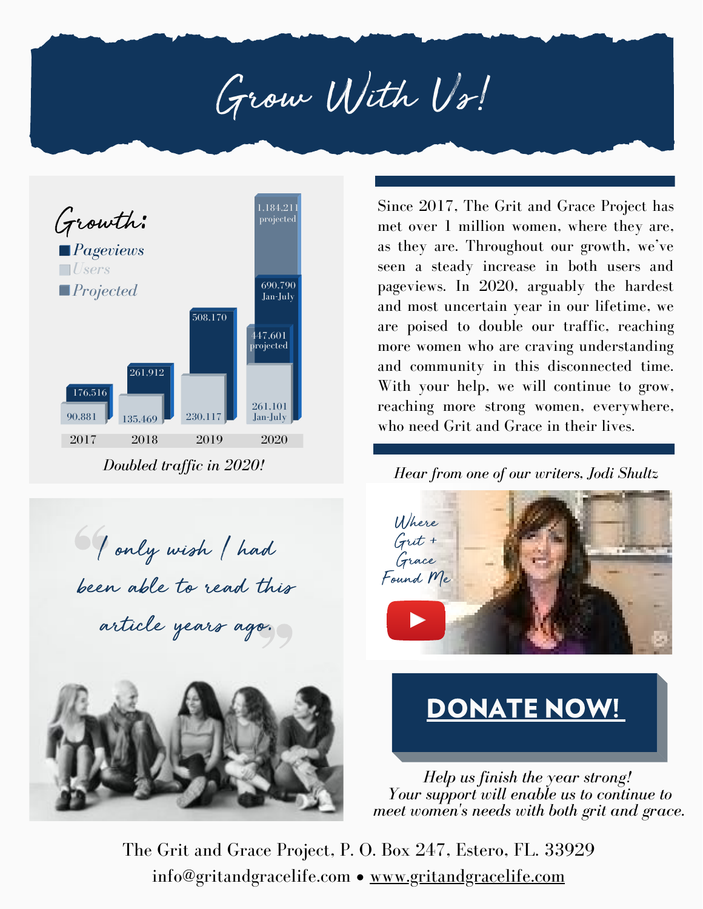# Grow With Us!

Growth:

Pageviews

Users

Projected

1,184,211 projected

690,790 Jan-July

508,170

447,601 projected

261,912

176,516

261,101 Jan-July

90,881

135,469

230,117

2017

2018

2019

2020

*Doubled traffic in 2020!*

Since 2017, The Grit and Grace Project has met over 1 million women, where they are, as they are. Throughout our growth, we've seen a steady increase in both users and pageviews. In 2020, arguably the hardest and most uncertain year in our lifetime, we are poised to double our traffic, reaching more women who are craving understanding and community in this disconnected time. With your help, we will continue to grow, reaching more strong women, everywhere, who need Grit and Grace in their lives.

*Hear from one of our writers, Jodi Shultz*

Where Grit + Grace Found Me

"I only wish I had been able to read this article years ago."

## DONATE NOW!

*Help us finish the year strong!*
*Your support will enable us to continue to meet women's needs with both grit and grace.*

The Grit and Grace Project, P. O. Box 247, Estero, FL. 33929

info@gritandgracelife.com • www.gritandgracelife.com